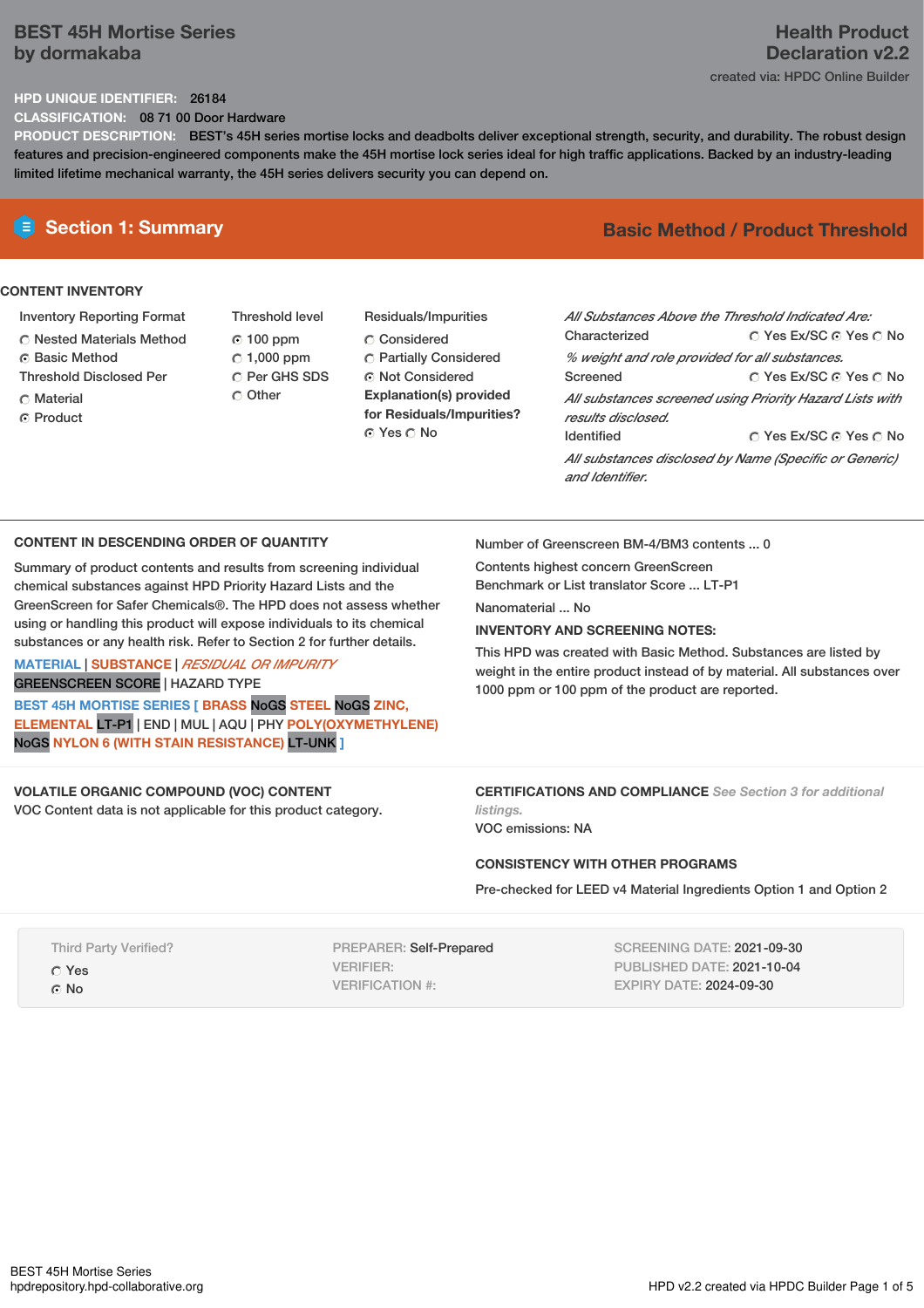# BEST 45H Mortise Series by dormakaba

**Health Product Declaration v2.2**

created via: HPDC Online Builder

**HPD UNIQUE IDENTIFIER:** 26184

**CLASSIFICATION:** 08 71 00 Door Hardware

**PRODUCT DESCRIPTION:** BEST's 45H series mortise locks and deadbolts deliver exceptional strength, security, and durability. The robust design features and precision-engineered components make the 45H mortise lock series ideal for high traffic applications. Backed by an industry-leading limited lifetime mechanical warranty, the 45H series delivers security you can depend on.

## Section 1: Summary

**Basic Method / Product Threshold**

### CONTENT INVENTORY

**Inventory Reporting Format**
- ○ Nested Materials Method
- ● Basic Method

**Threshold Disclosed Per**
- ○ Material
- ● Product

**Threshold level**
- ● 100 ppm
- ○ 1,000 ppm
- ○ Per GHS SDS
- ○ Other

**Residuals/Impurities**
- ○ Considered
- ○ Partially Considered
- ● Not Considered

**Explanation(s) provided for Residuals/Impurities?**
● Yes ○ No

*All Substances Above the Threshold Indicated Are:*

Characterized ○ Yes Ex/SC ● Yes ○ No
*% weight and role provided for all substances.*

Screened ○ Yes Ex/SC ● Yes ○ No
*All substances screened using Priority Hazard Lists with results disclosed.*

Identified ○ Yes Ex/SC ● Yes ○ No
*All substances disclosed by Name (Specific or Generic) and Identifier.*

### CONTENT IN DESCENDING ORDER OF QUANTITY

Summary of product contents and results from screening individual chemical substances against HPD Priority Hazard Lists and the GreenScreen for Safer Chemicals®. The HPD does not assess whether using or handling this product will expose individuals to its chemical substances or any health risk. Refer to Section 2 for further details.

MATERIAL | SUBSTANCE | *RESIDUAL OR IMPURITY*
GREENSCREEN SCORE | HAZARD TYPE

**BEST 45H MORTISE SERIES [ BRASS** NoGS **STEEL** NoGS **ZINC, ELEMENTAL** LT-P1 | END | MUL | AQU | PHY **POLY(OXYMETHYLENE)** NoGS **NYLON 6 (WITH STAIN RESISTANCE)** LT-UNK **]**

Number of Greenscreen BM-4/BM3 contents ... 0

Contents highest concern GreenScreen Benchmark or List translator Score ... LT-P1

Nanomaterial ... No

**INVENTORY AND SCREENING NOTES:**

This HPD was created with Basic Method. Substances are listed by weight in the entire product instead of by material. All substances over 1000 ppm or 100 ppm of the product are reported.

### VOLATILE ORGANIC COMPOUND (VOC) CONTENT

VOC Content data is not applicable for this product category.

### CERTIFICATIONS AND COMPLIANCE

*See Section 3 for additional listings.*

VOC emissions: NA

### CONSISTENCY WITH OTHER PROGRAMS

Pre-checked for LEED v4 Material Ingredients Option 1 and Option 2

Third Party Verified?
- ○ Yes
- ● No

PREPARER: Self-Prepared
VERIFIER:
VERIFICATION #:

SCREENING DATE: 2021-09-30
PUBLISHED DATE: 2021-10-04
EXPIRY DATE: 2024-09-30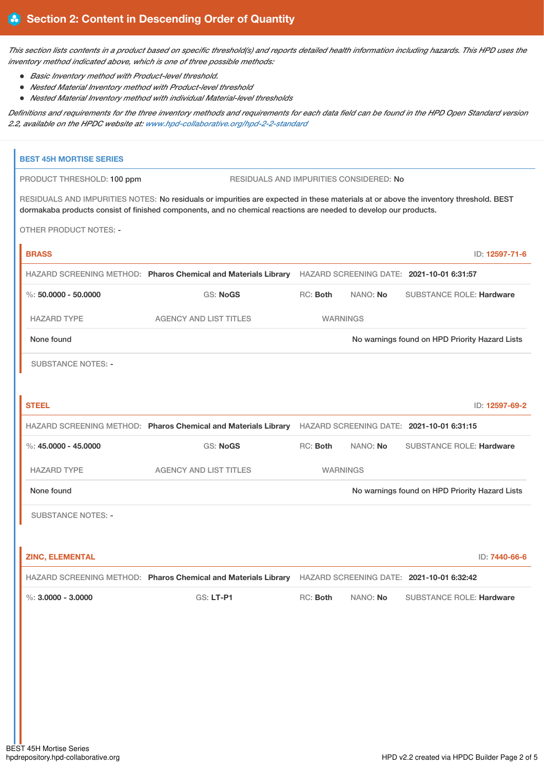## Section 2: Content in Descending Order of Quantity

*This section lists contents in a product based on specific threshold(s) and reports detailed health information including hazards. This HPD uses the inventory method indicated above, which is one of three possible methods:*

- *Basic Inventory method with Product-level threshold.*
- *Nested Material Inventory method with Product-level threshold*
- *Nested Material Inventory method with individual Material-level thresholds*

*Definitions and requirements for the three inventory methods and requirements for each data field can be found in the HPD Open Standard version 2.2, available on the HPDC website at: www.hpd-collaborative.org/hpd-2-2-standard*

### BEST 45H MORTISE SERIES

PRODUCT THRESHOLD: **100 ppm** RESIDUALS AND IMPURITIES CONSIDERED: **No**

RESIDUALS AND IMPURITIES NOTES: No residuals or impurities are expected in these materials at or above the inventory threshold. BEST dormakaba products consist of finished components, and no chemical reactions are needed to develop our products.

OTHER PRODUCT NOTES: -

#### BRASS

ID: **12597-71-6**

HAZARD SCREENING METHOD: **Pharos Chemical and Materials Library** HAZARD SCREENING DATE: **2021-10-01 6:31:57**

%: **50.0000 - 50.0000** GS: **NoGS** RC: **Both** NANO: **No** SUBSTANCE ROLE: **Hardware**

| HAZARD TYPE | AGENCY AND LIST TITLES | WARNINGS |
|---|---|---|
| None found | | No warnings found on HPD Priority Hazard Lists |

SUBSTANCE NOTES: -

#### STEEL

ID: **12597-69-2**

HAZARD SCREENING METHOD: **Pharos Chemical and Materials Library** HAZARD SCREENING DATE: **2021-10-01 6:31:15**

%: **45.0000 - 45.0000** GS: **NoGS** RC: **Both** NANO: **No** SUBSTANCE ROLE: **Hardware**

| HAZARD TYPE | AGENCY AND LIST TITLES | WARNINGS |
|---|---|---|
| None found | | No warnings found on HPD Priority Hazard Lists |

SUBSTANCE NOTES: -

#### ZINC, ELEMENTAL

ID: **7440-66-6**

HAZARD SCREENING METHOD: **Pharos Chemical and Materials Library** HAZARD SCREENING DATE: **2021-10-01 6:32:42**

%: **3.0000 - 3.0000** GS: **LT-P1** RC: **Both** NANO: **No** SUBSTANCE ROLE: **Hardware**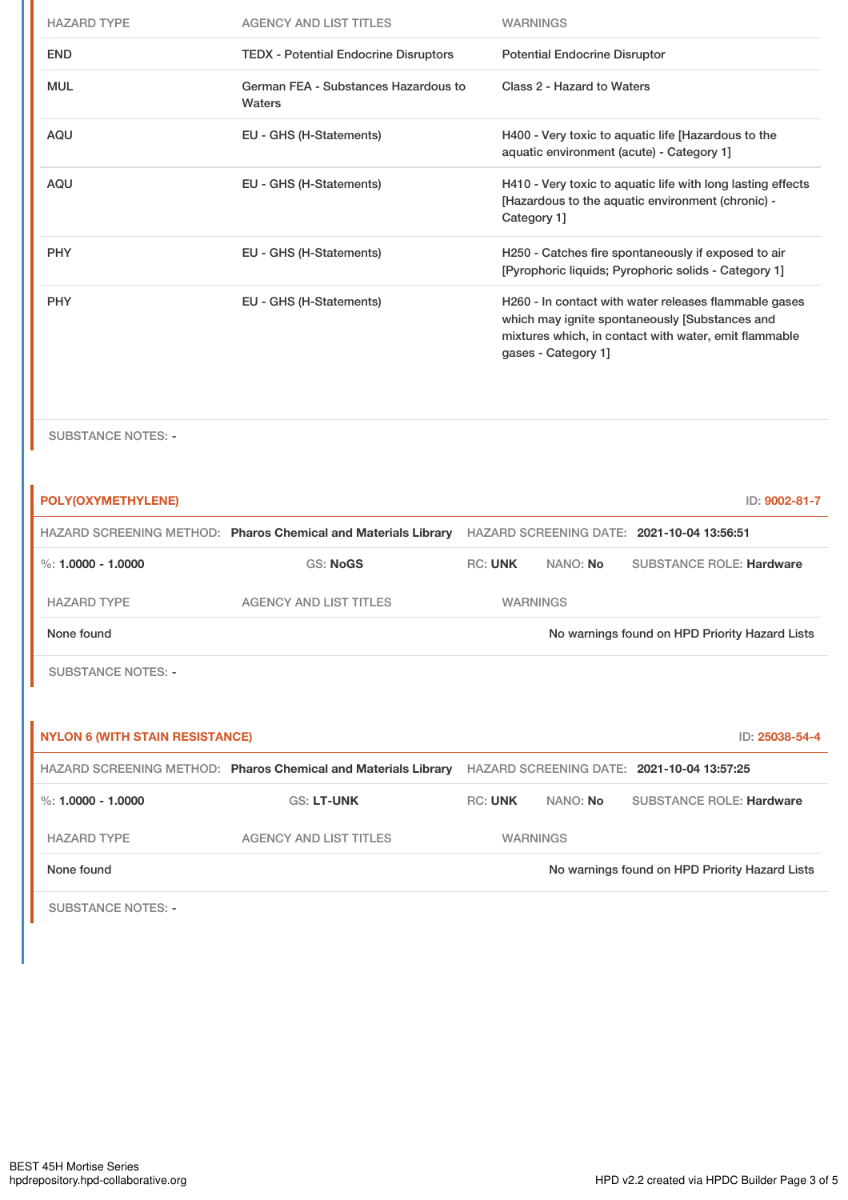| HAZARD TYPE | AGENCY AND LIST TITLES | WARNINGS |
|---|---|---|
| END | TEDX - Potential Endocrine Disruptors | Potential Endocrine Disruptor |
| MUL | German FEA - Substances Hazardous to Waters | Class 2 - Hazard to Waters |
| AQU | EU - GHS (H-Statements) | H400 - Very toxic to aquatic life [Hazardous to the aquatic environment (acute) - Category 1] |
| AQU | EU - GHS (H-Statements) | H410 - Very toxic to aquatic life with long lasting effects [Hazardous to the aquatic environment (chronic) - Category 1] |
| PHY | EU - GHS (H-Statements) | H250 - Catches fire spontaneously if exposed to air [Pyrophoric liquids; Pyrophoric solids - Category 1] |
| PHY | EU - GHS (H-Statements) | H260 - In contact with water releases flammable gases which may ignite spontaneously [Substances and mixtures which, in contact with water, emit flammable gases - Category 1] |

SUBSTANCE NOTES: -

### POLY(OXYMETHYLENE)

ID: 9002-81-7

HAZARD SCREENING METHOD: **Pharos Chemical and Materials Library** HAZARD SCREENING DATE: **2021-10-04 13:56:51**

%: **1.0000 - 1.0000** GS: **NoGS** RC: **UNK** NANO: **No** SUBSTANCE ROLE: **Hardware**

| HAZARD TYPE | AGENCY AND LIST TITLES | WARNINGS |
|---|---|---|
| None found | | No warnings found on HPD Priority Hazard Lists |

SUBSTANCE NOTES: -

### NYLON 6 (WITH STAIN RESISTANCE)

ID: 25038-54-4

HAZARD SCREENING METHOD: **Pharos Chemical and Materials Library** HAZARD SCREENING DATE: **2021-10-04 13:57:25**

%: **1.0000 - 1.0000** GS: **LT-UNK** RC: **UNK** NANO: **No** SUBSTANCE ROLE: **Hardware**

| HAZARD TYPE | AGENCY AND LIST TITLES | WARNINGS |
|---|---|---|
| None found | | No warnings found on HPD Priority Hazard Lists |

SUBSTANCE NOTES: -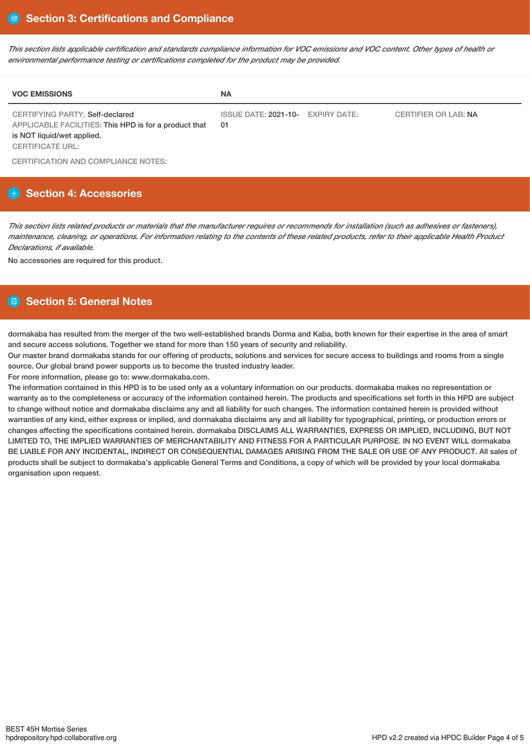## Section 3: Certifications and Compliance

*This section lists applicable certification and standards compliance information for VOC emissions and VOC content. Other types of health or environmental performance testing or certifications completed for the product may be provided.*

| VOC EMISSIONS | NA | | |
|---|---|---|---|
| CERTIFYING PARTY: Self-declared<br>APPLICABLE FACILITIES: This HPD is for a product that is NOT liquid/wet applied.<br>CERTIFICATE URL: | ISSUE DATE: 2021-10-01 | EXPIRY DATE: | CERTIFIER OR LAB: NA |

CERTIFICATION AND COMPLIANCE NOTES:

## Section 4: Accessories

*This section lists related products or materials that the manufacturer requires or recommends for installation (such as adhesives or fasteners), maintenance, cleaning, or operations. For information relating to the contents of these related products, refer to their applicable Health Product Declarations, if available.*

No accessories are required for this product.

## Section 5: General Notes

dormakaba has resulted from the merger of the two well-established brands Dorma and Kaba, both known for their expertise in the area of smart and secure access solutions. Together we stand for more than 150 years of security and reliability.
Our master brand dormakaba stands for our offering of products, solutions and services for secure access to buildings and rooms from a single source. Our global brand power supports us to become the trusted industry leader.
For more information, please go to: www.dormakaba.com.
The information contained in this HPD is to be used only as a voluntary information on our products. dormakaba makes no representation or warranty as to the completeness or accuracy of the information contained herein. The products and specifications set forth in this HPD are subject to change without notice and dormakaba disclaims any and all liability for such changes. The information contained herein is provided without warranties of any kind, either express or implied, and dormakaba disclaims any and all liability for typographical, printing, or production errors or changes affecting the specifications contained herein. dormakaba DISCLAIMS ALL WARRANTIES, EXPRESS OR IMPLIED, INCLUDING, BUT NOT LIMITED TO, THE IMPLIED WARRANTIES OF MERCHANTABILITY AND FITNESS FOR A PARTICULAR PURPOSE. IN NO EVENT WILL dormakaba BE LIABLE FOR ANY INCIDENTAL, INDIRECT OR CONSEQUENTIAL DAMAGES ARISING FROM THE SALE OR USE OF ANY PRODUCT. All sales of products shall be subject to dormakaba's applicable General Terms and Conditions, a copy of which will be provided by your local dormakaba organisation upon request.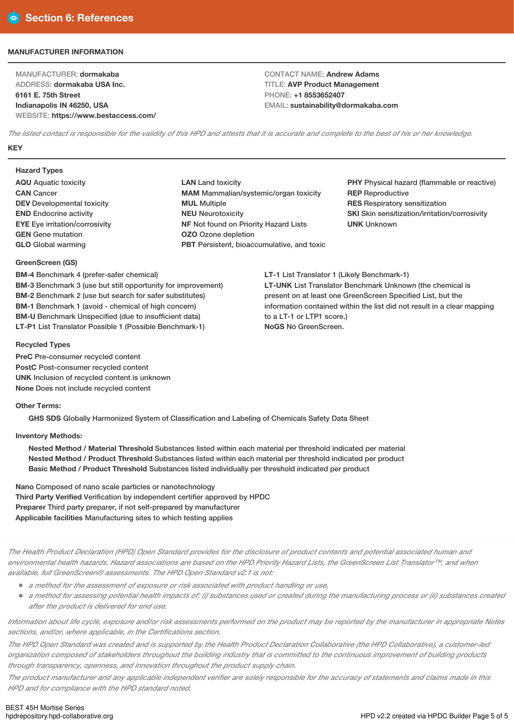# Section 6: References

## MANUFACTURER INFORMATION

MANUFACTURER: **dormakaba**
ADDRESS: **dormakaba USA Inc.**
**6161 E. 75th Street**
**Indianapolis IN 46250, USA**
WEBSITE: **https://www.bestaccess.com/**

CONTACT NAME: **Andrew Adams**
TITLE: **AVP Product Management**
PHONE: **+1 8553652407**
EMAIL: **sustainability@dormakaba.com**

*The listed contact is responsible for the validity of this HPD and attests that it is accurate and complete to the best of his or her knowledge.*

## KEY

### Hazard Types

**AQU** Aquatic toxicity
**CAN** Cancer
**DEV** Developmental toxicity
**END** Endocrine activity
**EYE** Eye irritation/corrosivity
**GEN** Gene mutation
**GLO** Global warming
**LAN** Land toxicity
**MAM** Mammalian/systemic/organ toxicity
**MUL** Multiple
**NEU** Neurotoxicity
**NF** Not found on Priority Hazard Lists
**OZO** Ozone depletion
**PBT** Persistent, bioaccumulative, and toxic
**PHY** Physical hazard (flammable or reactive)
**REP** Reproductive
**RES** Respiratory sensitization
**SKI** Skin sensitization/irritation/corrosivity
**UNK** Unknown

### GreenScreen (GS)

**BM-4** Benchmark 4 (prefer-safer chemical)
**BM-3** Benchmark 3 (use but still opportunity for improvement)
**BM-2** Benchmark 2 (use but search for safer substitutes)
**BM-1** Benchmark 1 (avoid - chemical of high concern)
**BM-U** Benchmark Unspecified (due to insufficient data)
**LT-P1** List Translator Possible 1 (Possible Benchmark-1)
**LT-1** List Translator 1 (Likely Benchmark-1)
**LT-UNK** List Translator Benchmark Unknown (the chemical is present on at least one GreenScreen Specified List, but the information contained within the list did not result in a clear mapping to a LT-1 or LTP1 score.)
**NoGS** No GreenScreen.

### Recycled Types

**PreC** Pre-consumer recycled content
**PostC** Post-consumer recycled content
**UNK** Inclusion of recycled content is unknown
**None** Does not include recycled content

### Other Terms:

**GHS SDS** Globally Harmonized System of Classification and Labeling of Chemicals Safety Data Sheet

### Inventory Methods:

**Nested Method / Material Threshold** Substances listed within each material per threshold indicated per material
**Nested Method / Product Threshold** Substances listed within each material per threshold indicated per product
**Basic Method / Product Threshold** Substances listed individually per threshold indicated per product

**Nano** Composed of nano scale particles or nanotechnology
**Third Party Verified** Verification by independent certifier approved by HPDC
**Preparer** Third party preparer, if not self-prepared by manufacturer
**Applicable facilities** Manufacturing sites to which testing applies

*The Health Product Declaration (HPD) Open Standard provides for the disclosure of product contents and potential associated human and environmental health hazards. Hazard associations are based on the HPD Priority Hazard Lists, the GreenScreen List Translator™, and when available, full GreenScreen® assessments. The HPD Open Standard v2.1 is not:*

- *a method for the assessment of exposure or risk associated with product handling or use,*
- *a method for assessing potential health impacts of: (i) substances used or created during the manufacturing process or (ii) substances created after the product is delivered for end use.*

*Information about life cycle, exposure and/or risk assessments performed on the product may be reported by the manufacturer in appropriate Notes sections, and/or, where applicable, in the Certifications section.*

*The HPD Open Standard was created and is supported by the Health Product Declaration Collaborative (the HPD Collaborative), a customer-led organization composed of stakeholders throughout the building industry that is committed to the continuous improvement of building products through transparency, openness, and innovation throughout the product supply chain.*

*The product manufacturer and any applicable independent verifier are solely responsible for the accuracy of statements and claims made in this HPD and for compliance with the HPD standard noted.*